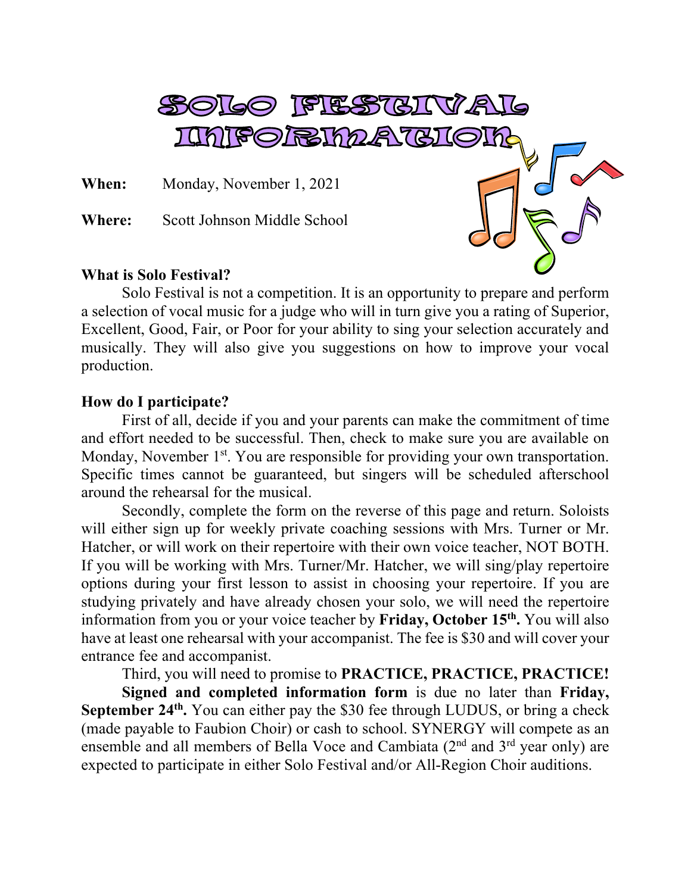# SOLO FESTIVAL INFORMATION

**When:** Monday, November 1, 2021

**Where:** Scott Johnson Middle School

**What is Solo Festival?**

Solo Festival is not a competition. It is an opportunity to prepare and perform a selection of vocal music for a judge who will in turn give you a rating of Superior, Excellent, Good, Fair, or Poor for your ability to sing your selection accurately and musically. They will also give you suggestions on how to improve your vocal production.

**How do I participate?**

First of all, decide if you and your parents can make the commitment of time and effort needed to be successful. Then, check to make sure you are available on Monday, November 1st. You are responsible for providing your own transportation. Specific times cannot be guaranteed, but singers will be scheduled afterschool around the rehearsal for the musical.

Secondly, complete the form on the reverse of this page and return. Soloists will either sign up for weekly private coaching sessions with Mrs. Turner or Mr. Hatcher, or will work on their repertoire with their own voice teacher, NOT BOTH. If you will be working with Mrs. Turner/Mr. Hatcher, we will sing/play repertoire options during your first lesson to assist in choosing your repertoire. If you are studying privately and have already chosen your solo, we will need the repertoire information from you or your voice teacher by **Friday, October 15th.** You will also have at least one rehearsal with your accompanist. The fee is $30 and will cover your entrance fee and accompanist.

Third, you will need to promise to **PRACTICE, PRACTICE, PRACTICE!**

**Signed and completed information form** is due no later than **Friday, September 24th.** You can either pay the $30 fee through LUDUS, or bring a check (made payable to Faubion Choir) or cash to school. SYNERGY will compete as an ensemble and all members of Bella Voce and Cambiata (2nd and 3rd year only) are expected to participate in either Solo Festival and/or All-Region Choir auditions.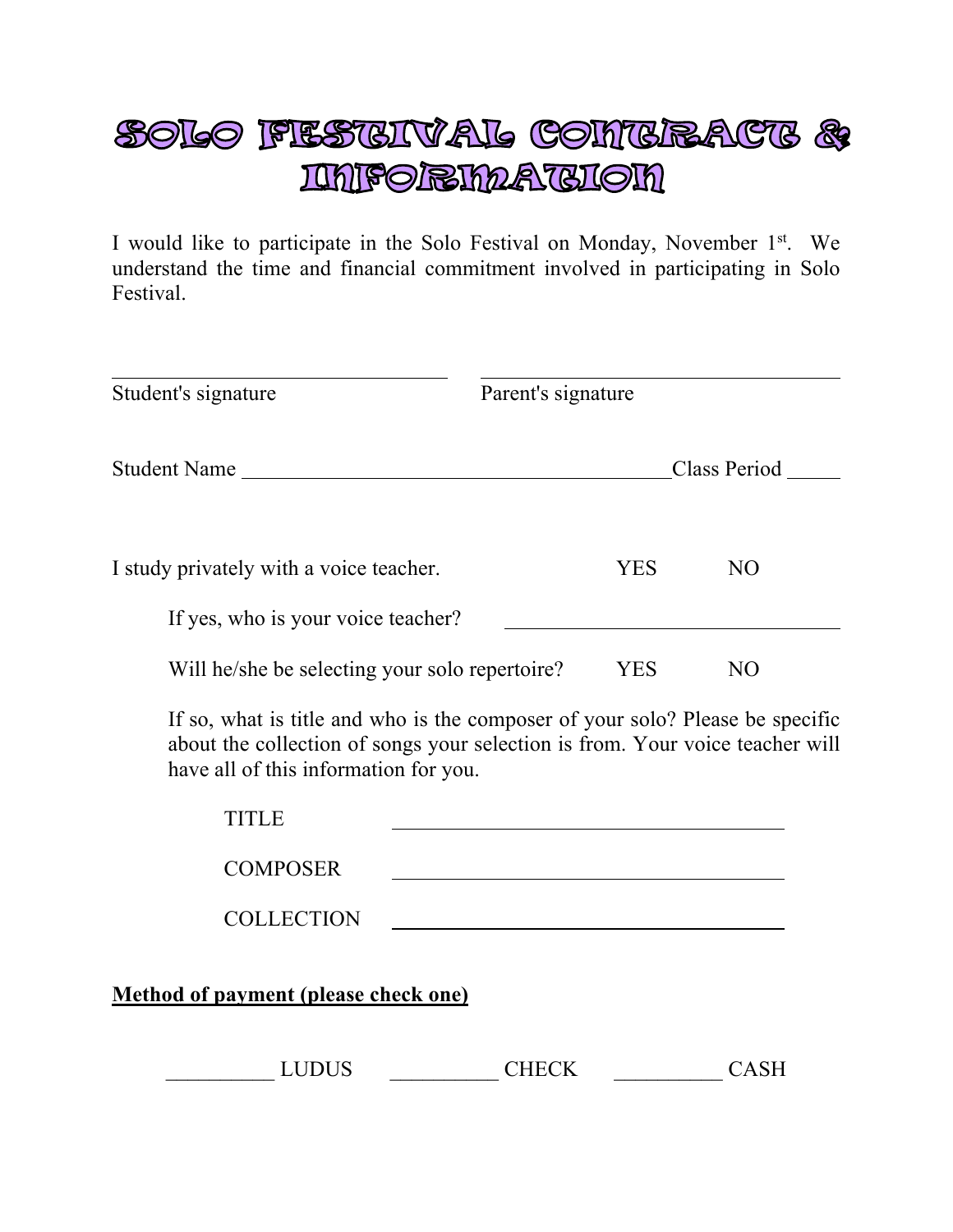# SOLO FESTIVAL CONTRACT & INFORMATION

I would like to participate in the Solo Festival on Monday, November 1st. We understand the time and financial commitment involved in participating in Solo Festival.

\_\_\_\_\_\_\_\_\_\_\_\_\_\_\_\_\_\_\_\_\_\_\_\_\_\_\_\_\_\_\_\_ \_\_\_\_\_\_\_\_\_\_\_\_\_\_\_\_\_\_\_\_\_\_\_\_\_\_\_\_\_\_\_\_

Student's signature Parent's signature

Student Name \_\_\_\_\_\_\_\_\_\_\_\_\_\_\_\_\_\_\_\_\_\_\_\_\_\_\_\_\_\_\_\_\_\_\_\_\_\_\_\_Class Period \_\_\_\_\_

I study privately with a voice teacher. YES NO

If yes, who is your voice teacher? \_\_\_\_\_\_\_\_\_\_\_\_\_\_\_\_\_\_\_\_\_\_\_\_\_\_\_\_\_\_\_\_

Will he/she be selecting your solo repertoire? YES NO

If so, what is title and who is the composer of your solo? Please be specific about the collection of songs your selection is from. Your voice teacher will have all of this information for you.

TITLE \_\_\_\_\_\_\_\_\_\_\_\_\_\_\_\_\_\_\_\_\_\_\_\_\_\_\_\_\_\_\_\_\_\_\_\_\_\_

COMPOSER \_\_\_\_\_\_\_\_\_\_\_\_\_\_\_\_\_\_\_\_\_\_\_\_\_\_\_\_\_\_\_\_\_\_\_\_\_\_

COLLECTION \_\_\_\_\_\_\_\_\_\_\_\_\_\_\_\_\_\_\_\_\_\_\_\_\_\_\_\_\_\_\_\_\_\_\_\_\_\_

**Method of payment (please check one)**

\_\_\_\_\_\_\_\_\_\_ LUDUS \_\_\_\_\_\_\_\_\_\_ CHECK \_\_\_\_\_\_\_\_\_\_ CASH